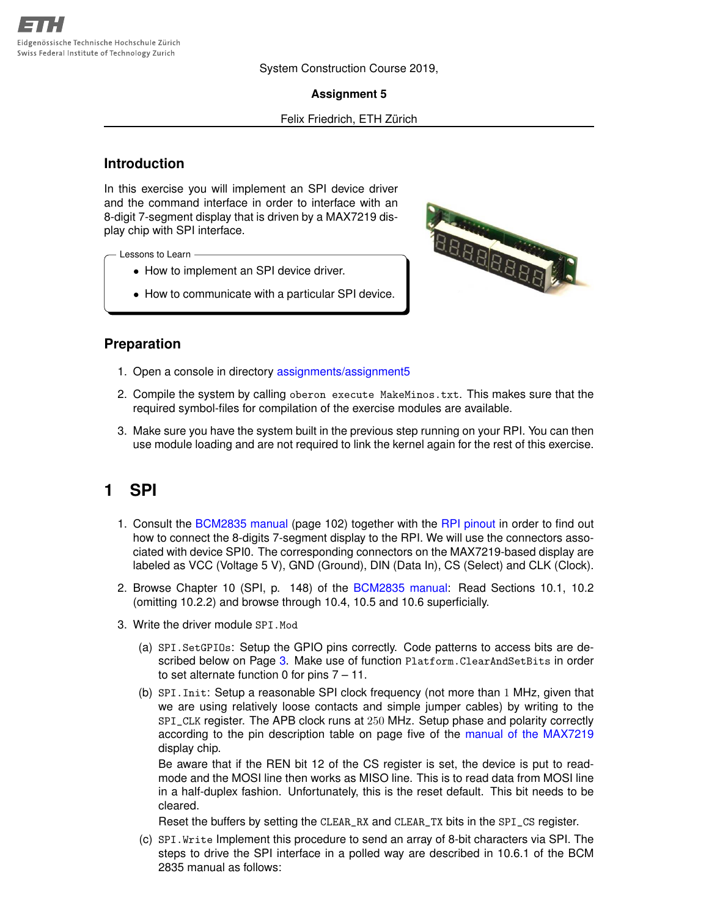Eidgenössische Technische Hochschule Zürich
Swiss Federal Institute of Technology Zurich

System Construction Course 2019,

**Assignment 5**

Felix Friedrich, ETH Zürich

## Introduction

In this exercise you will implement an SPI device driver and the command interface in order to interface with an 8-digit 7-segment display that is driven by a MAX7219 display chip with SPI interface.

Lessons to Learn

- How to implement an SPI device driver.
- How to communicate with a particular SPI device.

## Preparation

1. Open a console in directory assignments/assignment5
2. Compile the system by calling `oberon execute MakeMinos.txt`. This makes sure that the required symbol-files for compilation of the exercise modules are available.
3. Make sure you have the system built in the previous step running on your RPI. You can then use module loading and are not required to link the kernel again for the rest of this exercise.

# 1 SPI

1. Consult the BCM2835 manual (page 102) together with the RPI pinout in order to find out how to connect the 8-digits 7-segment display to the RPI. We will use the connectors associated with device SPI0. The corresponding connectors on the MAX7219-based display are labeled as VCC (Voltage 5 V), GND (Ground), DIN (Data In), CS (Select) and CLK (Clock).
2. Browse Chapter 10 (SPI, p. 148) of the BCM2835 manual: Read Sections 10.1, 10.2 (omitting 10.2.2) and browse through 10.4, 10.5 and 10.6 superficially.
3. Write the driver module `SPI.Mod`
   (a) `SPI.SetGPIOs`: Setup the GPIO pins correctly. Code patterns to access bits are described below on Page 3. Make use of function `Platform.ClearAndSetBits` in order to set alternate function 0 for pins 7 – 11.
   (b) `SPI.Init`: Setup a reasonable SPI clock frequency (not more than 1 MHz, given that we are using relatively loose contacts and simple jumper cables) by writing to the `SPI_CLK` register. The APB clock runs at 250 MHz. Setup phase and polarity correctly according to the pin description table on page five of the manual of the MAX7219 display chip.
   Be aware that if the REN bit 12 of the CS register is set, the device is put to read-mode and the MOSI line then works as MISO line. This is to read data from MOSI line in a half-duplex fashion. Unfortunately, this is the reset default. This bit needs to be cleared.
   Reset the buffers by setting the `CLEAR_RX` and `CLEAR_TX` bits in the `SPI_CS` register.
   (c) `SPI.Write` Implement this procedure to send an array of 8-bit characters via SPI. The steps to drive the SPI interface in a polled way are described in 10.6.1 of the BCM 2835 manual as follows: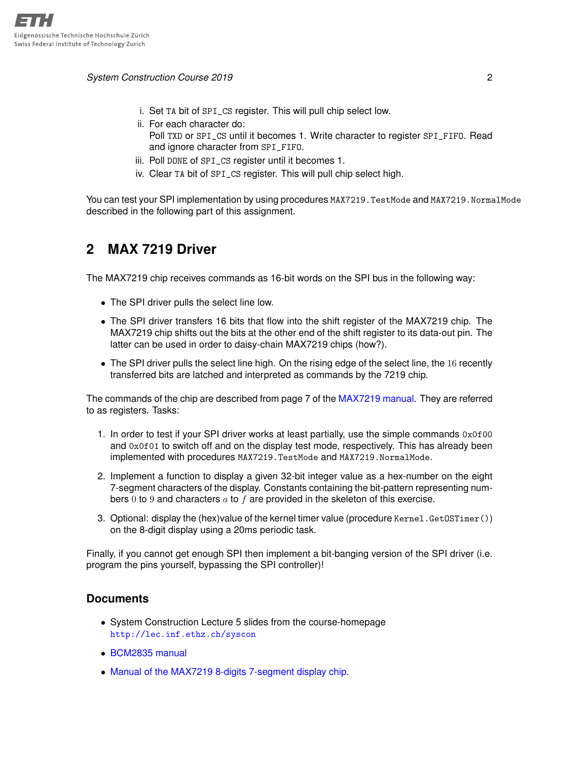i. Set `TA` bit of `SPI_CS` register. This will pull chip select low.

ii. For each character do:
Poll `TXD` or `SPI_CS` until it becomes 1. Write character to register `SPI_FIFO`. Read and ignore character from `SPI_FIFO`.

iii. Poll `DONE` of `SPI_CS` register until it becomes 1.

iv. Clear `TA` bit of `SPI_CS` register. This will pull chip select high.

You can test your SPI implementation by using procedures `MAX7219.TestMode` and `MAX7219.NormalMode` described in the following part of this assignment.

## 2 MAX 7219 Driver

The MAX7219 chip receives commands as 16-bit words on the SPI bus in the following way:

- The SPI driver pulls the select line low.
- The SPI driver transfers 16 bits that flow into the shift register of the MAX7219 chip. The MAX7219 chip shifts out the bits at the other end of the shift register to its data-out pin. The latter can be used in order to daisy-chain MAX7219 chips (how?).
- The SPI driver pulls the select line high. On the rising edge of the select line, the $16$ recently transferred bits are latched and interpreted as commands by the 7219 chip.

The commands of the chip are described from page 7 of the MAX7219 manual. They are referred to as registers. Tasks:

1. In order to test if your SPI driver works at least partially, use the simple commands `0x0f00` and `0x0f01` to switch off and on the display test mode, respectively. This has already been implemented with procedures `MAX7219.TestMode` and `MAX7219.NormalMode`.
2. Implement a function to display a given 32-bit integer value as a hex-number on the eight 7-segment characters of the display. Constants containing the bit-pattern representing numbers $0$ to $9$ and characters $a$ to $f$ are provided in the skeleton of this exercise.
3. Optional: display the (hex)value of the kernel timer value (procedure `Kernel.GetOSTimer()`) on the 8-digit display using a 20ms periodic task.

Finally, if you cannot get enough SPI then implement a bit-banging version of the SPI driver (i.e. program the pins yourself, bypassing the SPI controller)!

### Documents

- System Construction Lecture 5 slides from the course-homepage
  http://lec.inf.ethz.ch/syscon
- BCM2835 manual
- Manual of the MAX7219 8-digits 7-segment display chip.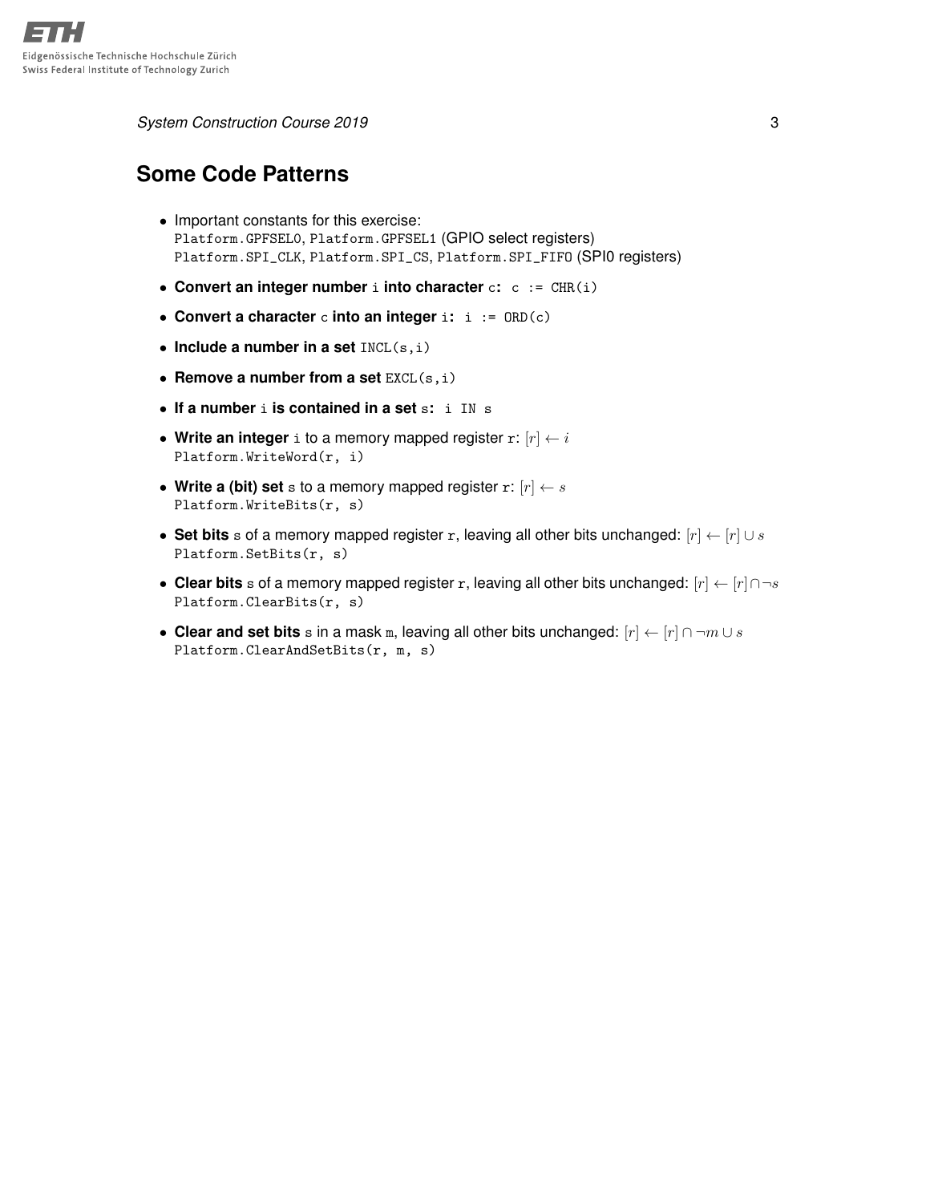## Some Code Patterns

- Important constants for this exercise:
  `Platform.GPFSEL0`, `Platform.GPFSEL1` (GPIO select registers)
  `Platform.SPI_CLK`, `Platform.SPI_CS`, `Platform.SPI_FIFO` (SPI0 registers)
- **Convert an integer number `i` into character `c`:** `c := CHR(i)`
- **Convert a character `c` into an integer `i`:** `i := ORD(c)`
- **Include a number in a set** `INCL(s,i)`
- **Remove a number from a set** `EXCL(s,i)`
- **If a number `i` is contained in a set `s`:** `i IN s`
- **Write an integer** `i` to a memory mapped register `r`: $[r] \leftarrow i$
  `Platform.WriteWord(r, i)`
- **Write a (bit) set** `s` to a memory mapped register `r`: $[r] \leftarrow s$
  `Platform.WriteBits(r, s)`
- **Set bits** `s` of a memory mapped register `r`, leaving all other bits unchanged: $[r] \leftarrow [r] \cup s$
  `Platform.SetBits(r, s)`
- **Clear bits** `s` of a memory mapped register `r`, leaving all other bits unchanged: $[r] \leftarrow [r] \cap \neg s$
  `Platform.ClearBits(r, s)`
- **Clear and set bits** `s` in a mask `m`, leaving all other bits unchanged: $[r] \leftarrow [r] \cap \neg m \cup s$
  `Platform.ClearAndSetBits(r, m, s)`